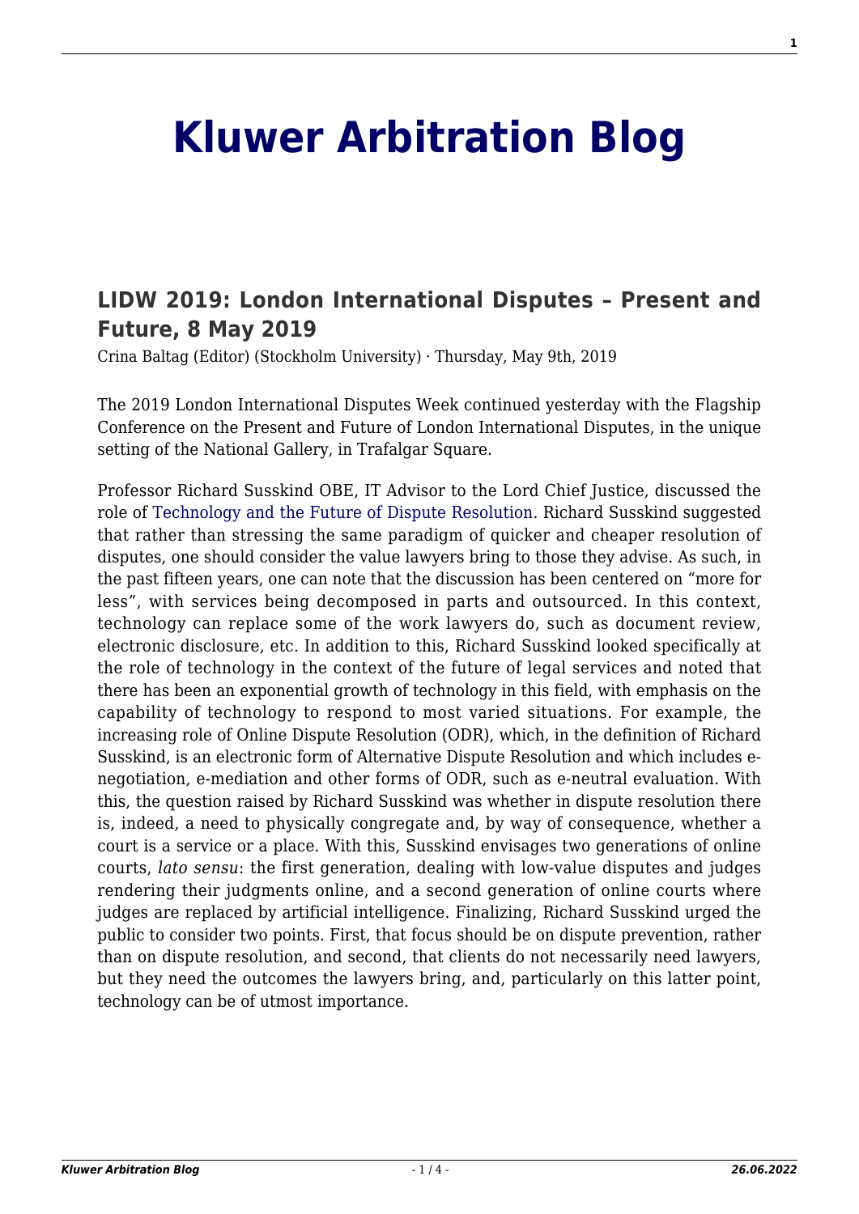# Kluwer Arbitration Blog

## LIDW 2019: London International Disputes – Present and Future, 8 May 2019

Crina Baltag (Editor) (Stockholm University) · Thursday, May 9th, 2019

The 2019 London International Disputes Week continued yesterday with the Flagship Conference on the Present and Future of London International Disputes, in the unique setting of the National Gallery, in Trafalgar Square.

Professor Richard Susskind OBE, IT Advisor to the Lord Chief Justice, discussed the role of Technology and the Future of Dispute Resolution. Richard Susskind suggested that rather than stressing the same paradigm of quicker and cheaper resolution of disputes, one should consider the value lawyers bring to those they advise. As such, in the past fifteen years, one can note that the discussion has been centered on "more for less", with services being decomposed in parts and outsourced. In this context, technology can replace some of the work lawyers do, such as document review, electronic disclosure, etc. In addition to this, Richard Susskind looked specifically at the role of technology in the context of the future of legal services and noted that there has been an exponential growth of technology in this field, with emphasis on the capability of technology to respond to most varied situations. For example, the increasing role of Online Dispute Resolution (ODR), which, in the definition of Richard Susskind, is an electronic form of Alternative Dispute Resolution and which includes e-negotiation, e-mediation and other forms of ODR, such as e-neutral evaluation. With this, the question raised by Richard Susskind was whether in dispute resolution there is, indeed, a need to physically congregate and, by way of consequence, whether a court is a service or a place. With this, Susskind envisages two generations of online courts, *lato sensu*: the first generation, dealing with low-value disputes and judges rendering their judgments online, and a second generation of online courts where judges are replaced by artificial intelligence. Finalizing, Richard Susskind urged the public to consider two points. First, that focus should be on dispute prevention, rather than on dispute resolution, and second, that clients do not necessarily need lawyers, but they need the outcomes the lawyers bring, and, particularly on this latter point, technology can be of utmost importance.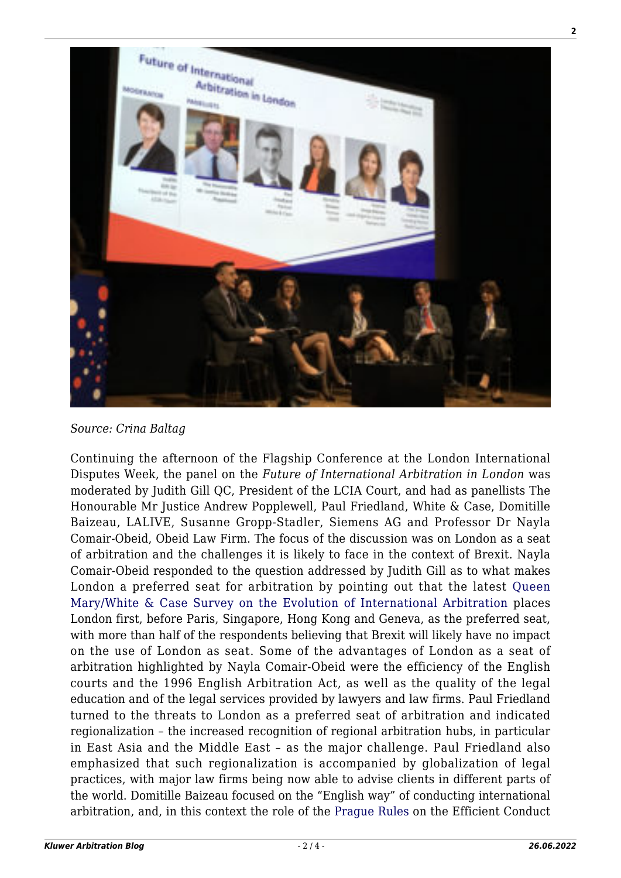*Source: Crina Baltag*

Continuing the afternoon of the Flagship Conference at the London International Disputes Week, the panel on the *Future of International Arbitration in London* was moderated by Judith Gill QC, President of the LCIA Court, and had as panellists The Honourable Mr Justice Andrew Popplewell, Paul Friedland, White & Case, Domitille Baizeau, LALIVE, Susanne Gropp-Stadler, Siemens AG and Professor Dr Nayla Comair-Obeid, Obeid Law Firm. The focus of the discussion was on London as a seat of arbitration and the challenges it is likely to face in the context of Brexit. Nayla Comair-Obeid responded to the question addressed by Judith Gill as to what makes London a preferred seat for arbitration by pointing out that the latest Queen Mary/White & Case Survey on the Evolution of International Arbitration places London first, before Paris, Singapore, Hong Kong and Geneva, as the preferred seat, with more than half of the respondents believing that Brexit will likely have no impact on the use of London as seat. Some of the advantages of London as a seat of arbitration highlighted by Nayla Comair-Obeid were the efficiency of the English courts and the 1996 English Arbitration Act, as well as the quality of the legal education and of the legal services provided by lawyers and law firms. Paul Friedland turned to the threats to London as a preferred seat of arbitration and indicated regionalization – the increased recognition of regional arbitration hubs, in particular in East Asia and the Middle East – as the major challenge. Paul Friedland also emphasized that such regionalization is accompanied by globalization of legal practices, with major law firms being now able to advise clients in different parts of the world. Domitille Baizeau focused on the "English way" of conducting international arbitration, and, in this context the role of the Prague Rules on the Efficient Conduct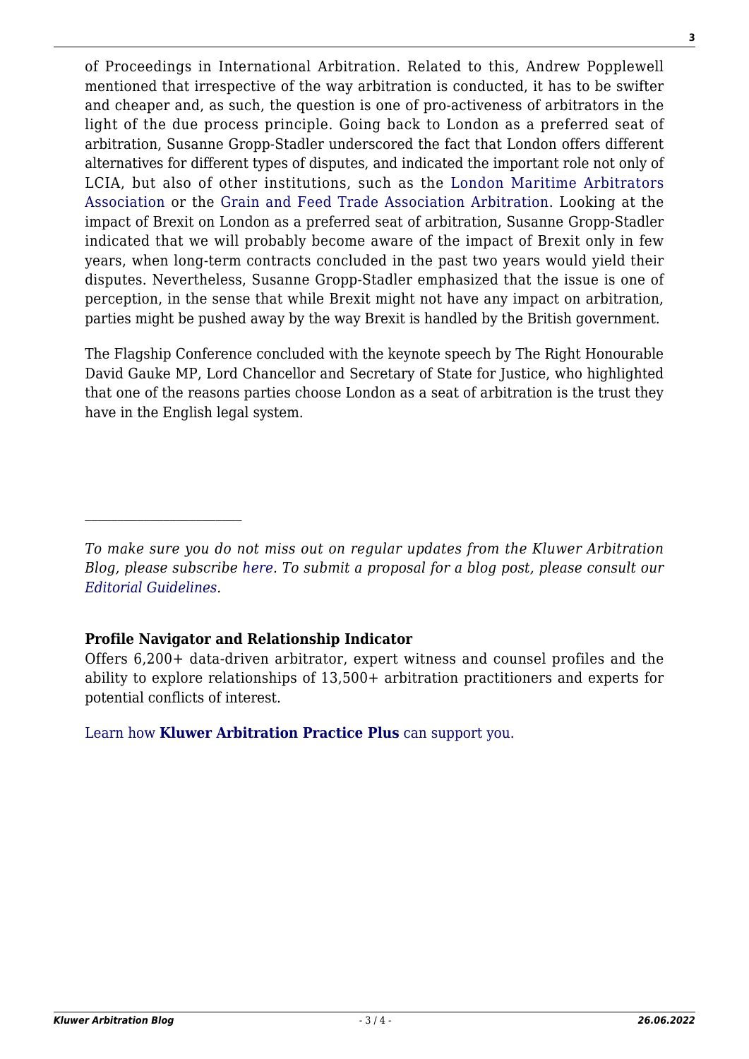of Proceedings in International Arbitration. Related to this, Andrew Popplewell mentioned that irrespective of the way arbitration is conducted, it has to be swifter and cheaper and, as such, the question is one of pro-activeness of arbitrators in the light of the due process principle. Going back to London as a preferred seat of arbitration, Susanne Gropp-Stadler underscored the fact that London offers different alternatives for different types of disputes, and indicated the important role not only of LCIA, but also of other institutions, such as the London Maritime Arbitrators Association or the Grain and Feed Trade Association Arbitration. Looking at the impact of Brexit on London as a preferred seat of arbitration, Susanne Gropp-Stadler indicated that we will probably become aware of the impact of Brexit only in few years, when long-term contracts concluded in the past two years would yield their disputes. Nevertheless, Susanne Gropp-Stadler emphasized that the issue is one of perception, in the sense that while Brexit might not have any impact on arbitration, parties might be pushed away by the way Brexit is handled by the British government.

The Flagship Conference concluded with the keynote speech by The Right Honourable David Gauke MP, Lord Chancellor and Secretary of State for Justice, who highlighted that one of the reasons parties choose London as a seat of arbitration is the trust they have in the English legal system.

---

*To make sure you do not miss out on regular updates from the Kluwer Arbitration Blog, please subscribe here. To submit a proposal for a blog post, please consult our Editorial Guidelines.*

**Profile Navigator and Relationship Indicator**

Offers 6,200+ data-driven arbitrator, expert witness and counsel profiles and the ability to explore relationships of 13,500+ arbitration practitioners and experts for potential conflicts of interest.

Learn how **Kluwer Arbitration Practice Plus** can support you.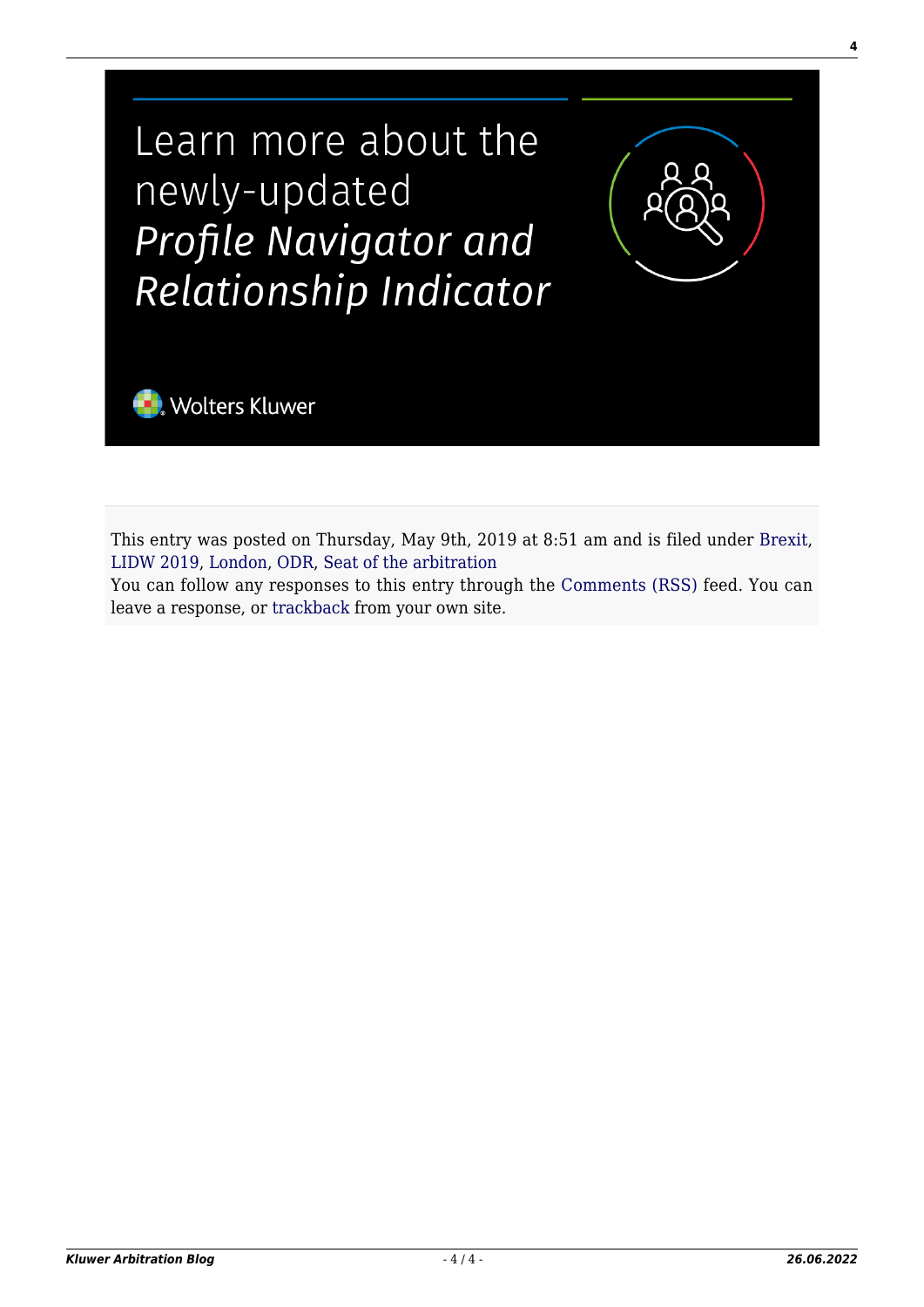Learn more about the newly-updated *Profile Navigator and Relationship Indicator*

Wolters Kluwer

This entry was posted on Thursday, May 9th, 2019 at 8:51 am and is filed under Brexit, LIDW 2019, London, ODR, Seat of the arbitration
You can follow any responses to this entry through the Comments (RSS) feed. You can leave a response, or trackback from your own site.